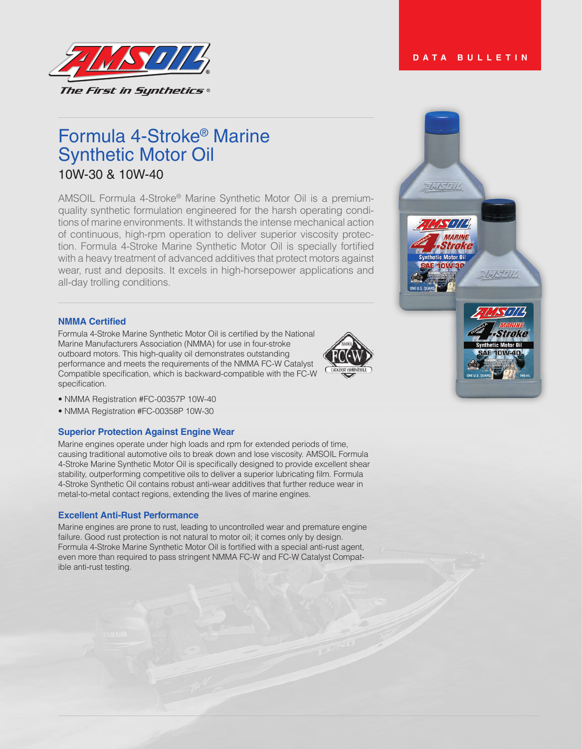DATA BULLETIN

# Formula 4-Stroke® Marine Synthetic Motor Oil

## 10W-30 & 10W-40

AMSOIL Formula 4-Stroke® Marine Synthetic Motor Oil is a premium-quality synthetic formulation engineered for the harsh operating conditions of marine environments. It withstands the intense mechanical action of continuous, high-rpm operation to deliver superior viscosity protection. Formula 4-Stroke Marine Synthetic Motor Oil is specially fortified with a heavy treatment of advanced additives that protect motors against wear, rust and deposits. It excels in high-horsepower applications and all-day trolling conditions.

### NMMA Certified

Formula 4-Stroke Marine Synthetic Motor Oil is certified by the National Marine Manufacturers Association (NMMA) for use in four-stroke outboard motors. This high-quality oil demonstrates outstanding performance and meets the requirements of the NMMA FC-W Catalyst Compatible specification, which is backward-compatible with the FC-W specification.

- NMMA Registration #FC-00357P 10W-40
- NMMA Registration #FC-00358P 10W-30

### Superior Protection Against Engine Wear

Marine engines operate under high loads and rpm for extended periods of time, causing traditional automotive oils to break down and lose viscosity. AMSOIL Formula 4-Stroke Marine Synthetic Motor Oil is specifically designed to provide excellent shear stability, outperforming competitive oils to deliver a superior lubricating film. Formula 4-Stroke Synthetic Oil contains robust anti-wear additives that further reduce wear in metal-to-metal contact regions, extending the lives of marine engines.

### Excellent Anti-Rust Performance

Marine engines are prone to rust, leading to uncontrolled wear and premature engine failure. Good rust protection is not natural to motor oil; it comes only by design. Formula 4-Stroke Marine Synthetic Motor Oil is fortified with a special anti-rust agent, even more than required to pass stringent NMMA FC-W and FC-W Catalyst Compatible anti-rust testing.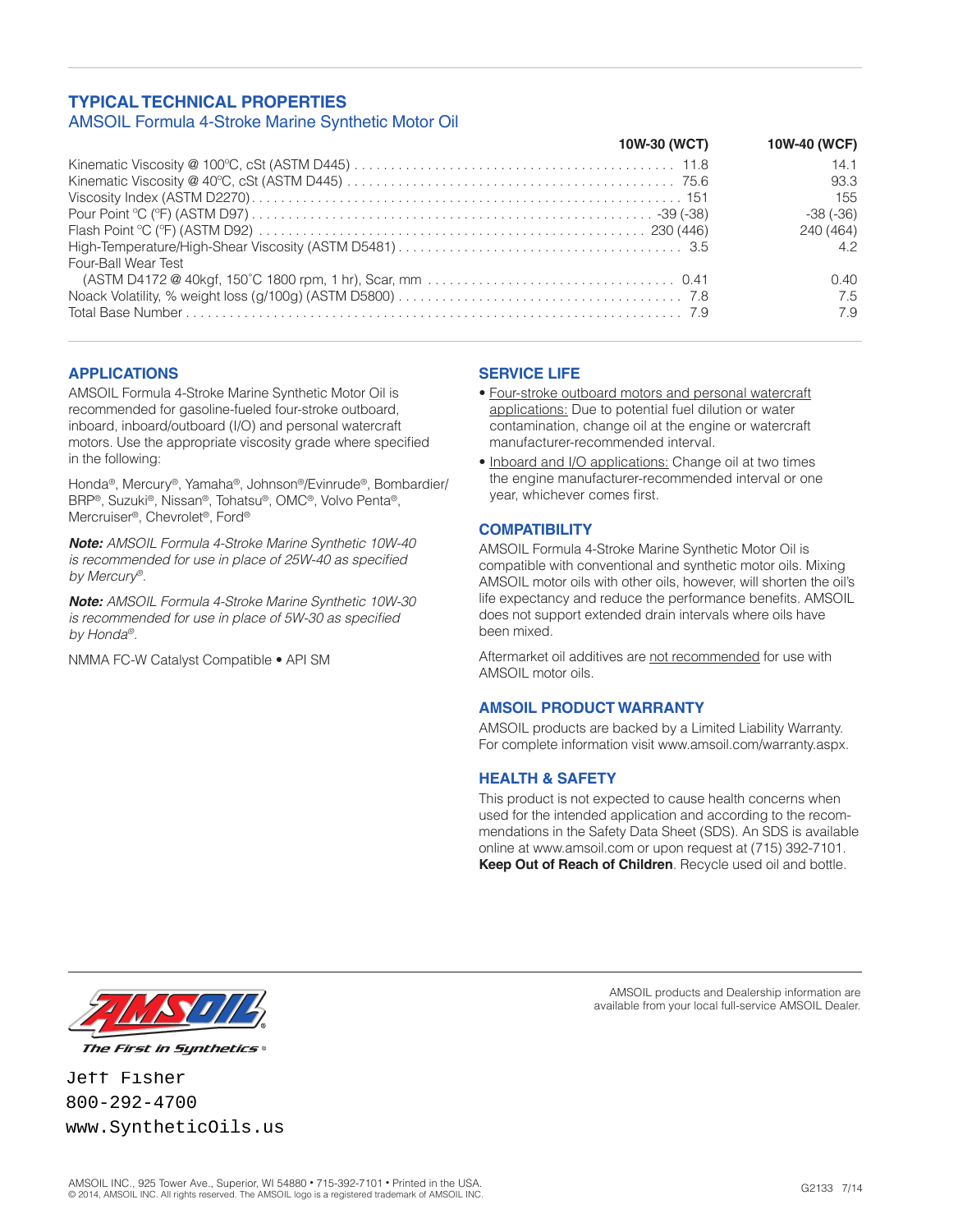## TYPICAL TECHNICAL PROPERTIES

### AMSOIL Formula 4-Stroke Marine Synthetic Motor Oil

| | 10W-30 (WCT) | 10W-40 (WCF) |
|---|---|---|
| Kinematic Viscosity @ 100°C, cSt (ASTM D445) | 11.8 | 14.1 |
| Kinematic Viscosity @ 40°C, cSt (ASTM D445) | 75.6 | 93.3 |
| Viscosity Index (ASTM D2270) | 151 | 155 |
| Pour Point °C (°F) (ASTM D97) | -39 (-38) | -38 (-36) |
| Flash Point °C (°F) (ASTM D92) | 230 (446) | 240 (464) |
| High-Temperature/High-Shear Viscosity (ASTM D5481) | 3.5 | 4.2 |
| Four-Ball Wear Test (ASTM D4172 @ 40kgf, 150˚C 1800 rpm, 1 hr), Scar, mm | 0.41 | 0.40 |
| Noack Volatility, % weight loss (g/100g) (ASTM D5800) | 7.8 | 7.5 |
| Total Base Number | 7.9 | 7.9 |

### APPLICATIONS

AMSOIL Formula 4-Stroke Marine Synthetic Motor Oil is recommended for gasoline-fueled four-stroke outboard, inboard, inboard/outboard (I/O) and personal watercraft motors. Use the appropriate viscosity grade where specified in the following:

Honda®, Mercury®, Yamaha®, Johnson®/Evinrude®, Bombardier/BRP®, Suzuki®, Nissan®, Tohatsu®, OMC®, Volvo Penta®, Mercruiser®, Chevrolet®, Ford®

***Note:*** *AMSOIL Formula 4-Stroke Marine Synthetic 10W-40 is recommended for use in place of 25W-40 as specified by Mercury®.*

***Note:*** *AMSOIL Formula 4-Stroke Marine Synthetic 10W-30 is recommended for use in place of 5W-30 as specified by Honda®.*

NMMA FC-W Catalyst Compatible • API SM

### SERVICE LIFE

- Four-stroke outboard motors and personal watercraft applications: Due to potential fuel dilution or water contamination, change oil at the engine or watercraft manufacturer-recommended interval.
- Inboard and I/O applications: Change oil at two times the engine manufacturer-recommended interval or one year, whichever comes first.

### COMPATIBILITY

AMSOIL Formula 4-Stroke Marine Synthetic Motor Oil is compatible with conventional and synthetic motor oils. Mixing AMSOIL motor oils with other oils, however, will shorten the oil's life expectancy and reduce the performance benefits. AMSOIL does not support extended drain intervals where oils have been mixed.

Aftermarket oil additives are not recommended for use with AMSOIL motor oils.

### AMSOIL PRODUCT WARRANTY

AMSOIL products are backed by a Limited Liability Warranty. For complete information visit www.amsoil.com/warranty.aspx.

### HEALTH & SAFETY

This product is not expected to cause health concerns when used for the intended application and according to the recommendations in the Safety Data Sheet (SDS). An SDS is available online at www.amsoil.com or upon request at (715) 392-7101. **Keep Out of Reach of Children**. Recycle used oil and bottle.

AMSOIL

The First in Synthetics®

Jeff Fisher
800-292-4700
www.SyntheticOils.us

AMSOIL products and Dealership information are available from your local full-service AMSOIL Dealer.

AMSOIL INC., 925 Tower Ave., Superior, WI 54880 • 715-392-7101 • Printed in the USA.
© 2014, AMSOIL INC. All rights reserved. The AMSOIL logo is a registered trademark of AMSOIL INC.

G2133 7/14